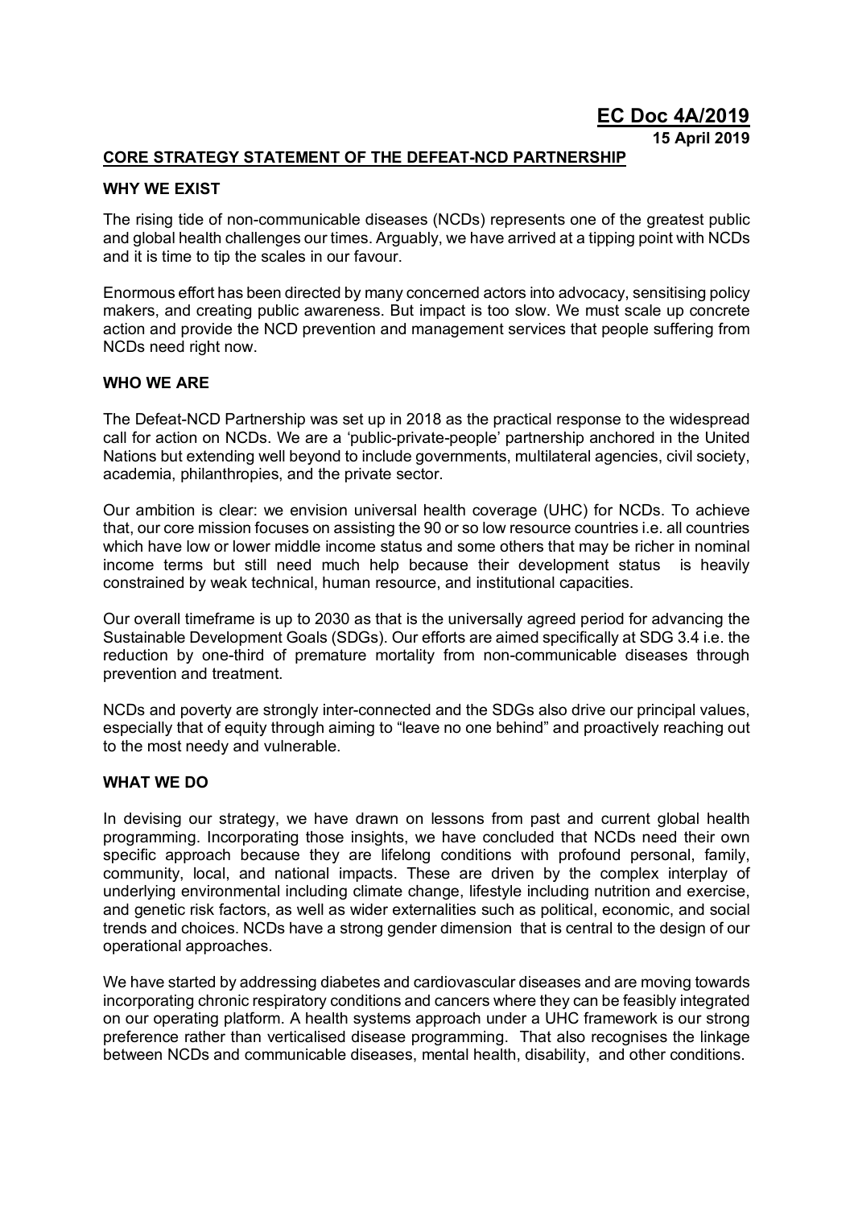**EC Doc 4A/2019**

**15 April 2019**

## CORE STRATEGY STATEMENT OF THE DEFEAT-NCD PARTNERSHIP

### WHY WE EXIST

The rising tide of non-communicable diseases (NCDs) represents one of the greatest public and global health challenges our times. Arguably, we have arrived at a tipping point with NCDs and it is time to tip the scales in our favour.

Enormous effort has been directed by many concerned actors into advocacy, sensitising policy makers, and creating public awareness. But impact is too slow. We must scale up concrete action and provide the NCD prevention and management services that people suffering from NCDs need right now.

### WHO WE ARE

The Defeat-NCD Partnership was set up in 2018 as the practical response to the widespread call for action on NCDs. We are a 'public-private-people' partnership anchored in the United Nations but extending well beyond to include governments, multilateral agencies, civil society, academia, philanthropies, and the private sector.

Our ambition is clear: we envision universal health coverage (UHC) for NCDs. To achieve that, our core mission focuses on assisting the 90 or so low resource countries i.e. all countries which have low or lower middle income status and some others that may be richer in nominal income terms but still need much help because their development status is heavily constrained by weak technical, human resource, and institutional capacities.

Our overall timeframe is up to 2030 as that is the universally agreed period for advancing the Sustainable Development Goals (SDGs). Our efforts are aimed specifically at SDG 3.4 i.e. the reduction by one-third of premature mortality from non-communicable diseases through prevention and treatment.

NCDs and poverty are strongly inter-connected and the SDGs also drive our principal values, especially that of equity through aiming to "leave no one behind" and proactively reaching out to the most needy and vulnerable.

### WHAT WE DO

In devising our strategy, we have drawn on lessons from past and current global health programming. Incorporating those insights, we have concluded that NCDs need their own specific approach because they are lifelong conditions with profound personal, family, community, local, and national impacts. These are driven by the complex interplay of underlying environmental including climate change, lifestyle including nutrition and exercise, and genetic risk factors, as well as wider externalities such as political, economic, and social trends and choices. NCDs have a strong gender dimension that is central to the design of our operational approaches.

We have started by addressing diabetes and cardiovascular diseases and are moving towards incorporating chronic respiratory conditions and cancers where they can be feasibly integrated on our operating platform. A health systems approach under a UHC framework is our strong preference rather than verticalised disease programming. That also recognises the linkage between NCDs and communicable diseases, mental health, disability, and other conditions.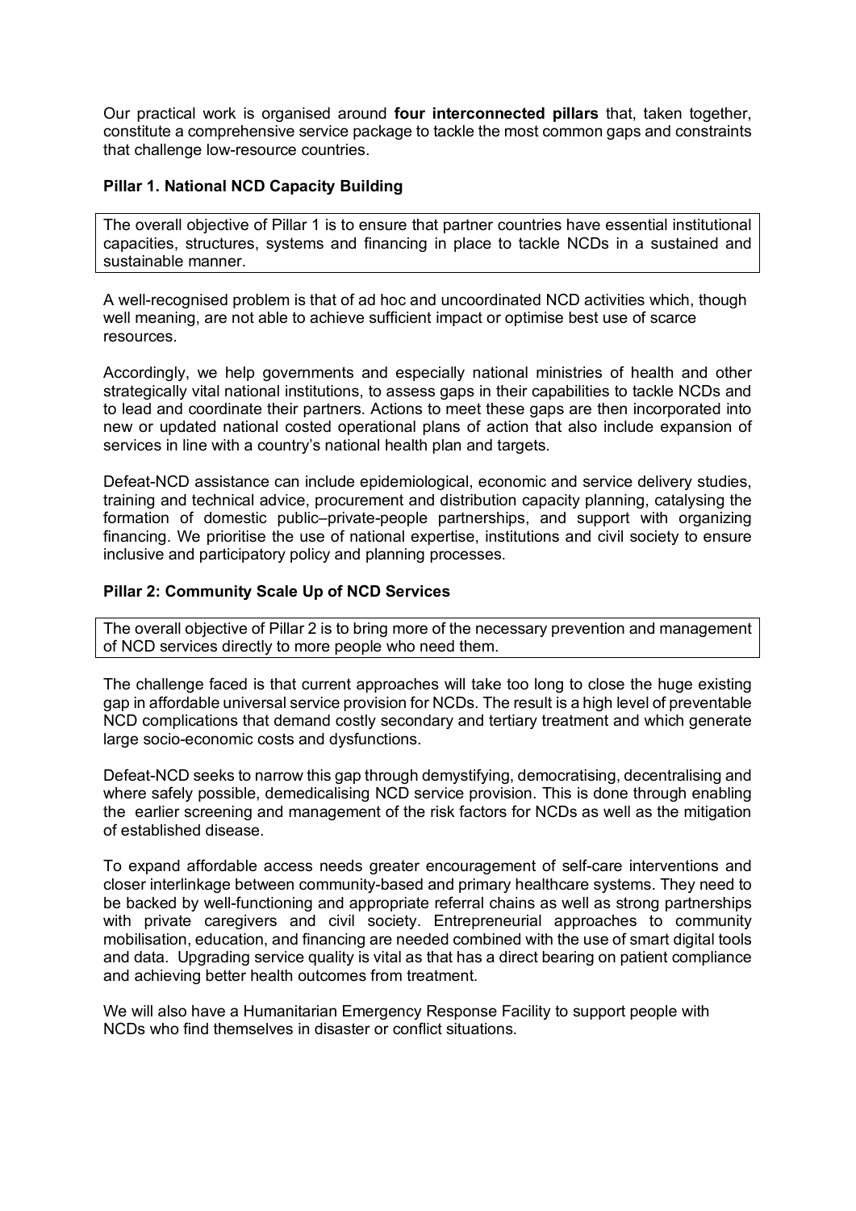Our practical work is organised around **four interconnected pillars** that, taken together, constitute a comprehensive service package to tackle the most common gaps and constraints that challenge low-resource countries.

### Pillar 1. National NCD Capacity Building

The overall objective of Pillar 1 is to ensure that partner countries have essential institutional capacities, structures, systems and financing in place to tackle NCDs in a sustained and sustainable manner.

A well-recognised problem is that of ad hoc and uncoordinated NCD activities which, though well meaning, are not able to achieve sufficient impact or optimise best use of scarce resources.

Accordingly, we help governments and especially national ministries of health and other strategically vital national institutions, to assess gaps in their capabilities to tackle NCDs and to lead and coordinate their partners. Actions to meet these gaps are then incorporated into new or updated national costed operational plans of action that also include expansion of services in line with a country's national health plan and targets.

Defeat-NCD assistance can include epidemiological, economic and service delivery studies, training and technical advice, procurement and distribution capacity planning, catalysing the formation of domestic public–private-people partnerships, and support with organizing financing. We prioritise the use of national expertise, institutions and civil society to ensure inclusive and participatory policy and planning processes.

### Pillar 2: Community Scale Up of NCD Services

The overall objective of Pillar 2 is to bring more of the necessary prevention and management of NCD services directly to more people who need them.

The challenge faced is that current approaches will take too long to close the huge existing gap in affordable universal service provision for NCDs. The result is a high level of preventable NCD complications that demand costly secondary and tertiary treatment and which generate large socio-economic costs and dysfunctions.

Defeat-NCD seeks to narrow this gap through demystifying, democratising, decentralising and where safely possible, demedicalising NCD service provision. This is done through enabling the earlier screening and management of the risk factors for NCDs as well as the mitigation of established disease.

To expand affordable access needs greater encouragement of self-care interventions and closer interlinkage between community-based and primary healthcare systems. They need to be backed by well-functioning and appropriate referral chains as well as strong partnerships with private caregivers and civil society. Entrepreneurial approaches to community mobilisation, education, and financing are needed combined with the use of smart digital tools and data. Upgrading service quality is vital as that has a direct bearing on patient compliance and achieving better health outcomes from treatment.

We will also have a Humanitarian Emergency Response Facility to support people with NCDs who find themselves in disaster or conflict situations.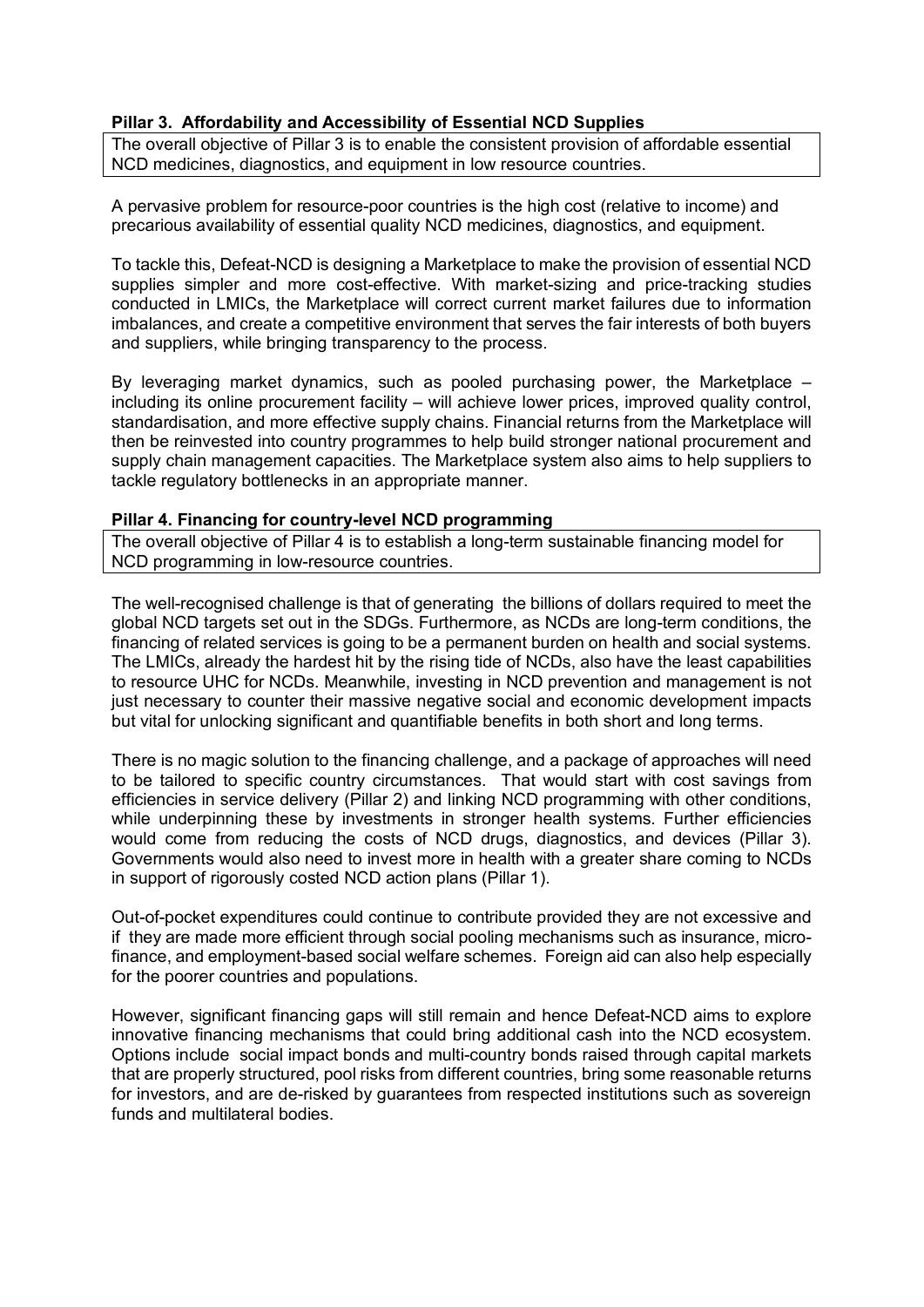**Pillar 3. Affordability and Accessibility of Essential NCD Supplies**

The overall objective of Pillar 3 is to enable the consistent provision of affordable essential NCD medicines, diagnostics, and equipment in low resource countries.

A pervasive problem for resource-poor countries is the high cost (relative to income) and precarious availability of essential quality NCD medicines, diagnostics, and equipment.

To tackle this, Defeat-NCD is designing a Marketplace to make the provision of essential NCD supplies simpler and more cost-effective. With market-sizing and price-tracking studies conducted in LMICs, the Marketplace will correct current market failures due to information imbalances, and create a competitive environment that serves the fair interests of both buyers and suppliers, while bringing transparency to the process.

By leveraging market dynamics, such as pooled purchasing power, the Marketplace – including its online procurement facility – will achieve lower prices, improved quality control, standardisation, and more effective supply chains. Financial returns from the Marketplace will then be reinvested into country programmes to help build stronger national procurement and supply chain management capacities. The Marketplace system also aims to help suppliers to tackle regulatory bottlenecks in an appropriate manner.

**Pillar 4. Financing for country-level NCD programming**

The overall objective of Pillar 4 is to establish a long-term sustainable financing model for NCD programming in low-resource countries.

The well-recognised challenge is that of generating the billions of dollars required to meet the global NCD targets set out in the SDGs. Furthermore, as NCDs are long-term conditions, the financing of related services is going to be a permanent burden on health and social systems. The LMICs, already the hardest hit by the rising tide of NCDs, also have the least capabilities to resource UHC for NCDs. Meanwhile, investing in NCD prevention and management is not just necessary to counter their massive negative social and economic development impacts but vital for unlocking significant and quantifiable benefits in both short and long terms.

There is no magic solution to the financing challenge, and a package of approaches will need to be tailored to specific country circumstances. That would start with cost savings from efficiencies in service delivery (Pillar 2) and linking NCD programming with other conditions, while underpinning these by investments in stronger health systems. Further efficiencies would come from reducing the costs of NCD drugs, diagnostics, and devices (Pillar 3). Governments would also need to invest more in health with a greater share coming to NCDs in support of rigorously costed NCD action plans (Pillar 1).

Out-of-pocket expenditures could continue to contribute provided they are not excessive and if they are made more efficient through social pooling mechanisms such as insurance, micro-finance, and employment-based social welfare schemes. Foreign aid can also help especially for the poorer countries and populations.

However, significant financing gaps will still remain and hence Defeat-NCD aims to explore innovative financing mechanisms that could bring additional cash into the NCD ecosystem. Options include social impact bonds and multi-country bonds raised through capital markets that are properly structured, pool risks from different countries, bring some reasonable returns for investors, and are de-risked by guarantees from respected institutions such as sovereign funds and multilateral bodies.